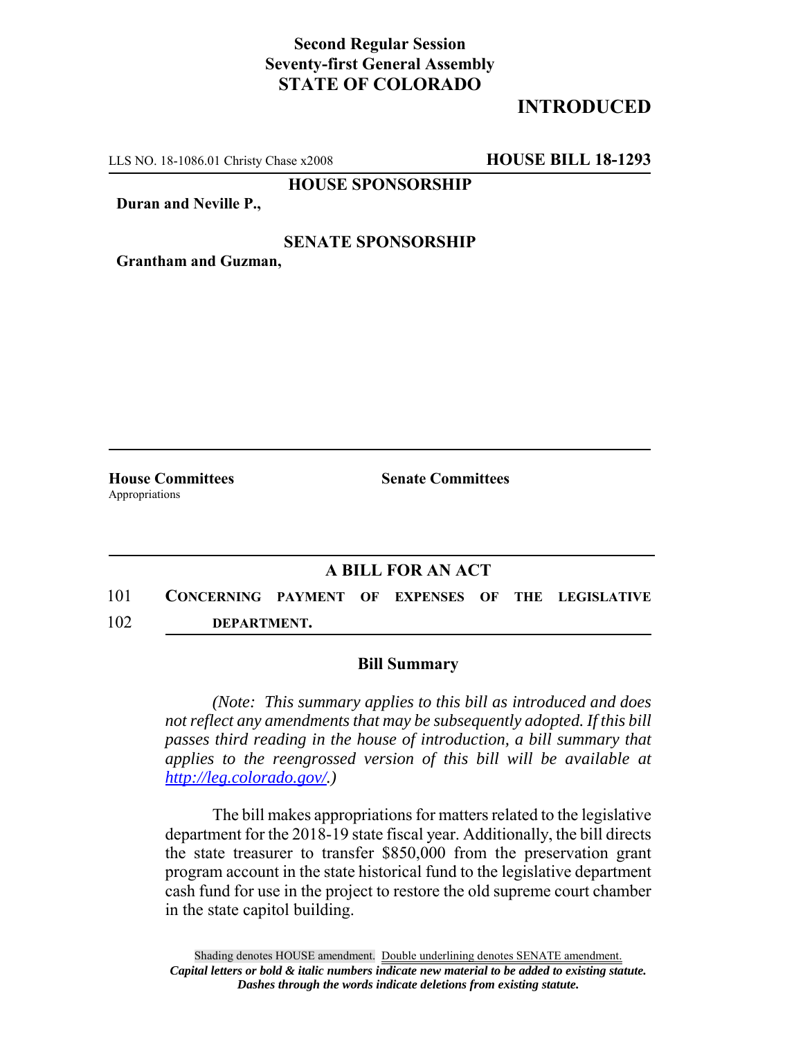**Second Regular Session**
**Seventy-first General Assembly**
**STATE OF COLORADO**

# INTRODUCED

LLS NO. 18-1086.01 Christy Chase x2008 **HOUSE BILL 18-1293**

**HOUSE SPONSORSHIP**

**Duran and Neville P.,**

**SENATE SPONSORSHIP**

**Grantham and Guzman,**

**House Committees**
Appropriations

**Senate Committees**

## A BILL FOR AN ACT

101 **CONCERNING PAYMENT OF EXPENSES OF THE LEGISLATIVE**
102 **DEPARTMENT.**

### Bill Summary

*(Note: This summary applies to this bill as introduced and does not reflect any amendments that may be subsequently adopted. If this bill passes third reading in the house of introduction, a bill summary that applies to the reengrossed version of this bill will be available at http://leg.colorado.gov/.)*

The bill makes appropriations for matters related to the legislative department for the 2018-19 state fiscal year. Additionally, the bill directs the state treasurer to transfer $850,000 from the preservation grant program account in the state historical fund to the legislative department cash fund for use in the project to restore the old supreme court chamber in the state capitol building.

Shading denotes HOUSE amendment. Double underlining denotes SENATE amendment.
*Capital letters or bold & italic numbers indicate new material to be added to existing statute.*
*Dashes through the words indicate deletions from existing statute.*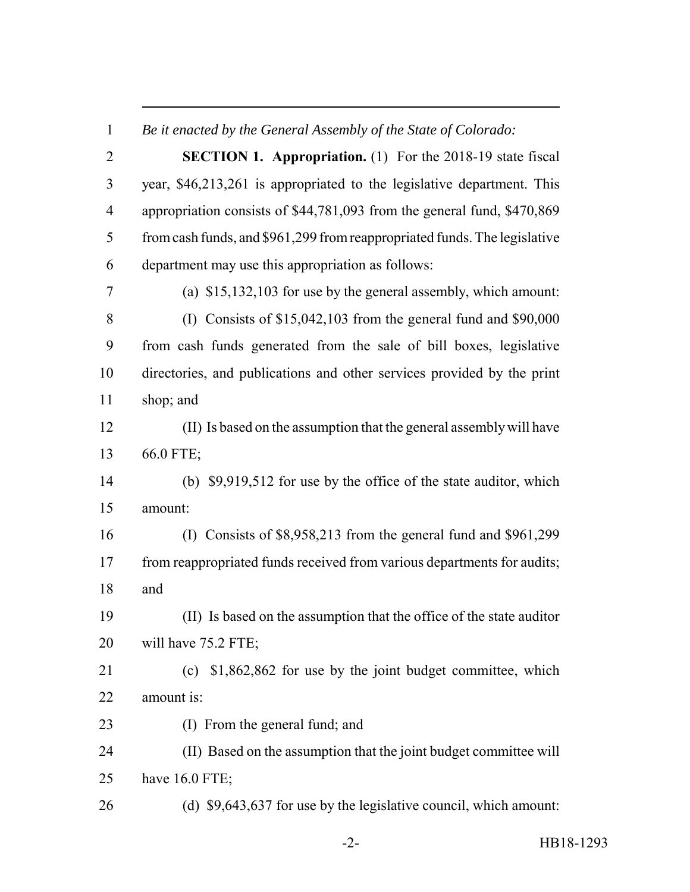*Be it enacted by the General Assembly of the State of Colorado:*

**SECTION 1. Appropriation.** (1) For the 2018-19 state fiscal year, $46,213,261 is appropriated to the legislative department. This appropriation consists of $44,781,093 from the general fund, $470,869 from cash funds, and $961,299 from reappropriated funds. The legislative department may use this appropriation as follows:

(a) $15,132,103 for use by the general assembly, which amount:

(I) Consists of $15,042,103 from the general fund and $90,000 from cash funds generated from the sale of bill boxes, legislative directories, and publications and other services provided by the print shop; and

(II) Is based on the assumption that the general assembly will have 66.0 FTE;

(b) $9,919,512 for use by the office of the state auditor, which amount:

(I) Consists of $8,958,213 from the general fund and $961,299 from reappropriated funds received from various departments for audits; and

(II) Is based on the assumption that the office of the state auditor will have 75.2 FTE;

(c) $1,862,862 for use by the joint budget committee, which amount is:

(I) From the general fund; and

(II) Based on the assumption that the joint budget committee will have 16.0 FTE;

(d) $9,643,637 for use by the legislative council, which amount: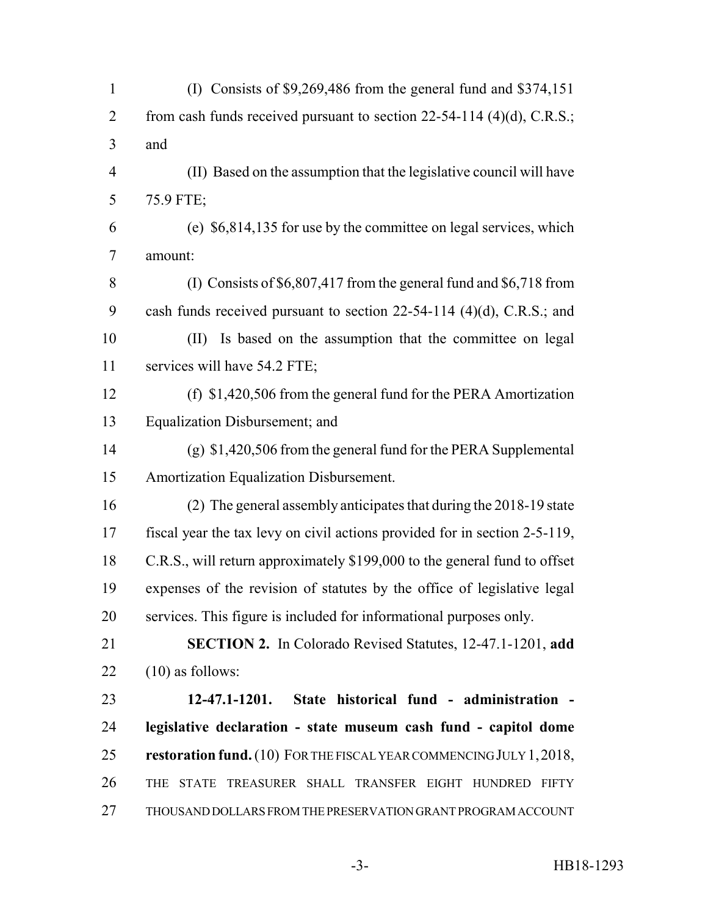(I) Consists of $9,269,486 from the general fund and $374,151 from cash funds received pursuant to section 22-54-114 (4)(d), C.R.S.; and

(II) Based on the assumption that the legislative council will have 75.9 FTE;

(e) $6,814,135 for use by the committee on legal services, which amount:

(I) Consists of $6,807,417 from the general fund and $6,718 from cash funds received pursuant to section 22-54-114 (4)(d), C.R.S.; and

(II) Is based on the assumption that the committee on legal services will have 54.2 FTE;

(f) $1,420,506 from the general fund for the PERA Amortization Equalization Disbursement; and

(g) $1,420,506 from the general fund for the PERA Supplemental Amortization Equalization Disbursement.

(2) The general assembly anticipates that during the 2018-19 state fiscal year the tax levy on civil actions provided for in section 2-5-119, C.R.S., will return approximately $199,000 to the general fund to offset expenses of the revision of statutes by the office of legislative legal services. This figure is included for informational purposes only.

**SECTION 2.** In Colorado Revised Statutes, 12-47.1-1201, **add** (10) as follows:

**12-47.1-1201. State historical fund - administration - legislative declaration - state museum cash fund - capitol dome restoration fund.** (10) FOR THE FISCAL YEAR COMMENCING JULY 1, 2018, THE STATE TREASURER SHALL TRANSFER EIGHT HUNDRED FIFTY THOUSAND DOLLARS FROM THE PRESERVATION GRANT PROGRAM ACCOUNT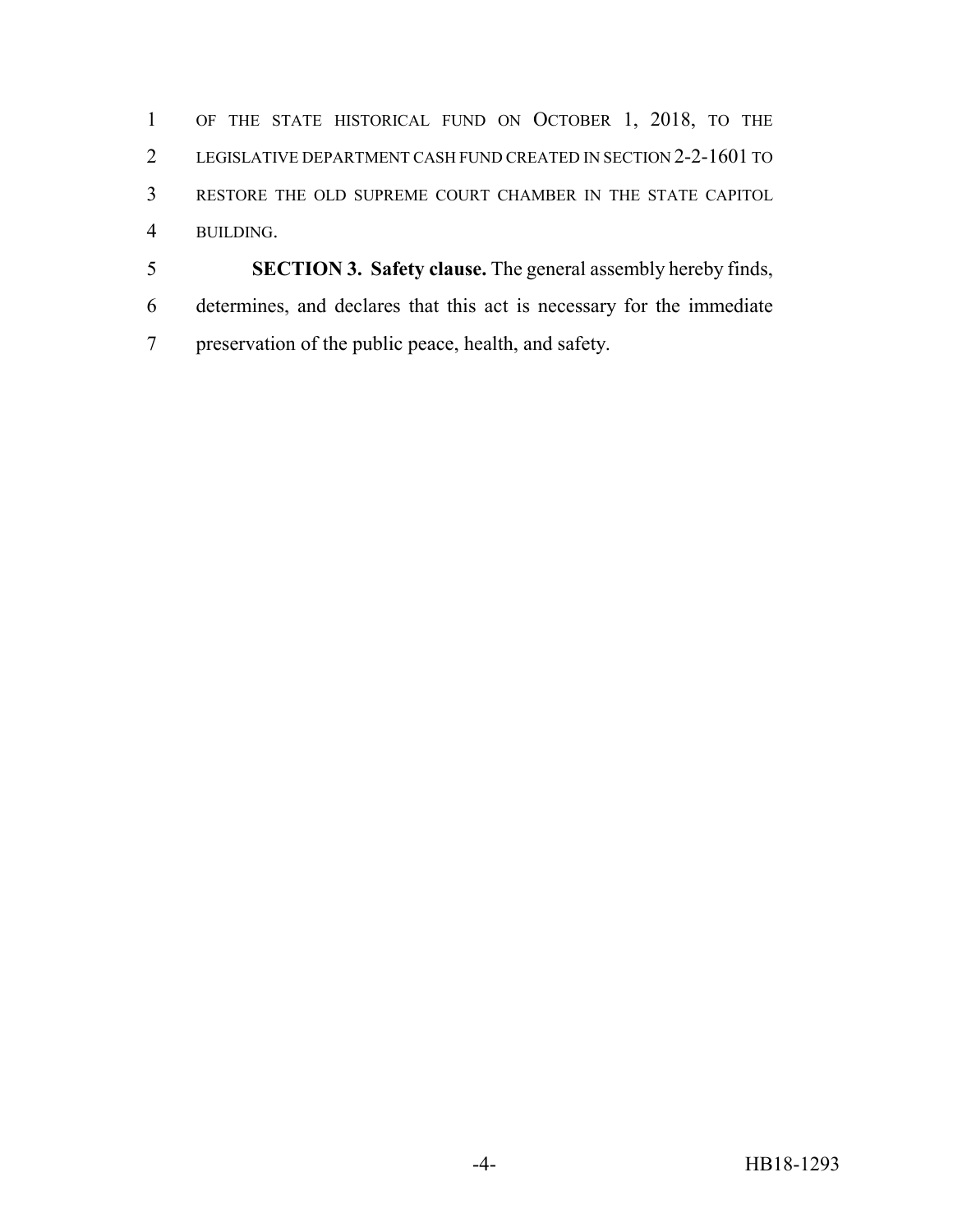1 OF THE STATE HISTORICAL FUND ON OCTOBER 1, 2018, TO THE
2 LEGISLATIVE DEPARTMENT CASH FUND CREATED IN SECTION 2-2-1601 TO
3 RESTORE THE OLD SUPREME COURT CHAMBER IN THE STATE CAPITOL
4 BUILDING.

5 **SECTION 3. Safety clause.** The general assembly hereby finds,
6 determines, and declares that this act is necessary for the immediate
7 preservation of the public peace, health, and safety.